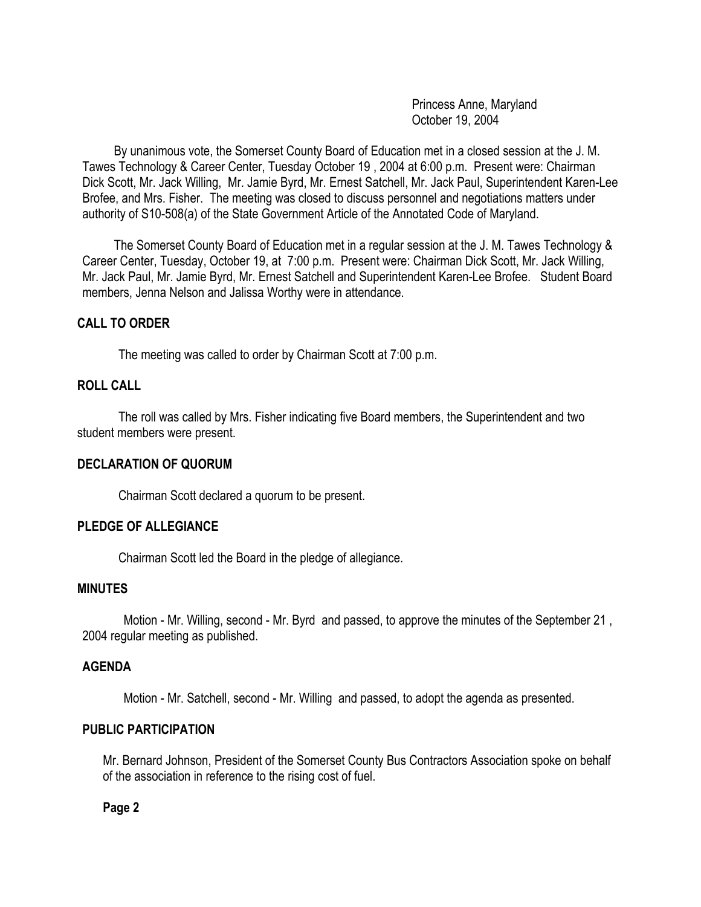Princess Anne, Maryland
October 19, 2004

By unanimous vote, the Somerset County Board of Education met in a closed session at the J. M. Tawes Technology & Career Center, Tuesday October 19 , 2004 at 6:00 p.m. Present were: Chairman Dick Scott, Mr. Jack Willing, Mr. Jamie Byrd, Mr. Ernest Satchell, Mr. Jack Paul, Superintendent Karen-Lee Brofee, and Mrs. Fisher. The meeting was closed to discuss personnel and negotiations matters under authority of S10-508(a) of the State Government Article of the Annotated Code of Maryland.

The Somerset County Board of Education met in a regular session at the J. M. Tawes Technology & Career Center, Tuesday, October 19, at 7:00 p.m. Present were: Chairman Dick Scott, Mr. Jack Willing, Mr. Jack Paul, Mr. Jamie Byrd, Mr. Ernest Satchell and Superintendent Karen-Lee Brofee. Student Board members, Jenna Nelson and Jalissa Worthy were in attendance.

**CALL TO ORDER**

The meeting was called to order by Chairman Scott at 7:00 p.m.

**ROLL CALL**

The roll was called by Mrs. Fisher indicating five Board members, the Superintendent and two student members were present.

**DECLARATION OF QUORUM**

Chairman Scott declared a quorum to be present.

**PLEDGE OF ALLEGIANCE**

Chairman Scott led the Board in the pledge of allegiance.

**MINUTES**

Motion - Mr. Willing, second - Mr. Byrd and passed, to approve the minutes of the September 21 , 2004 regular meeting as published.

**AGENDA**

Motion - Mr. Satchell, second - Mr. Willing and passed, to adopt the agenda as presented.

**PUBLIC PARTICIPATION**

Mr. Bernard Johnson, President of the Somerset County Bus Contractors Association spoke on behalf of the association in reference to the rising cost of fuel.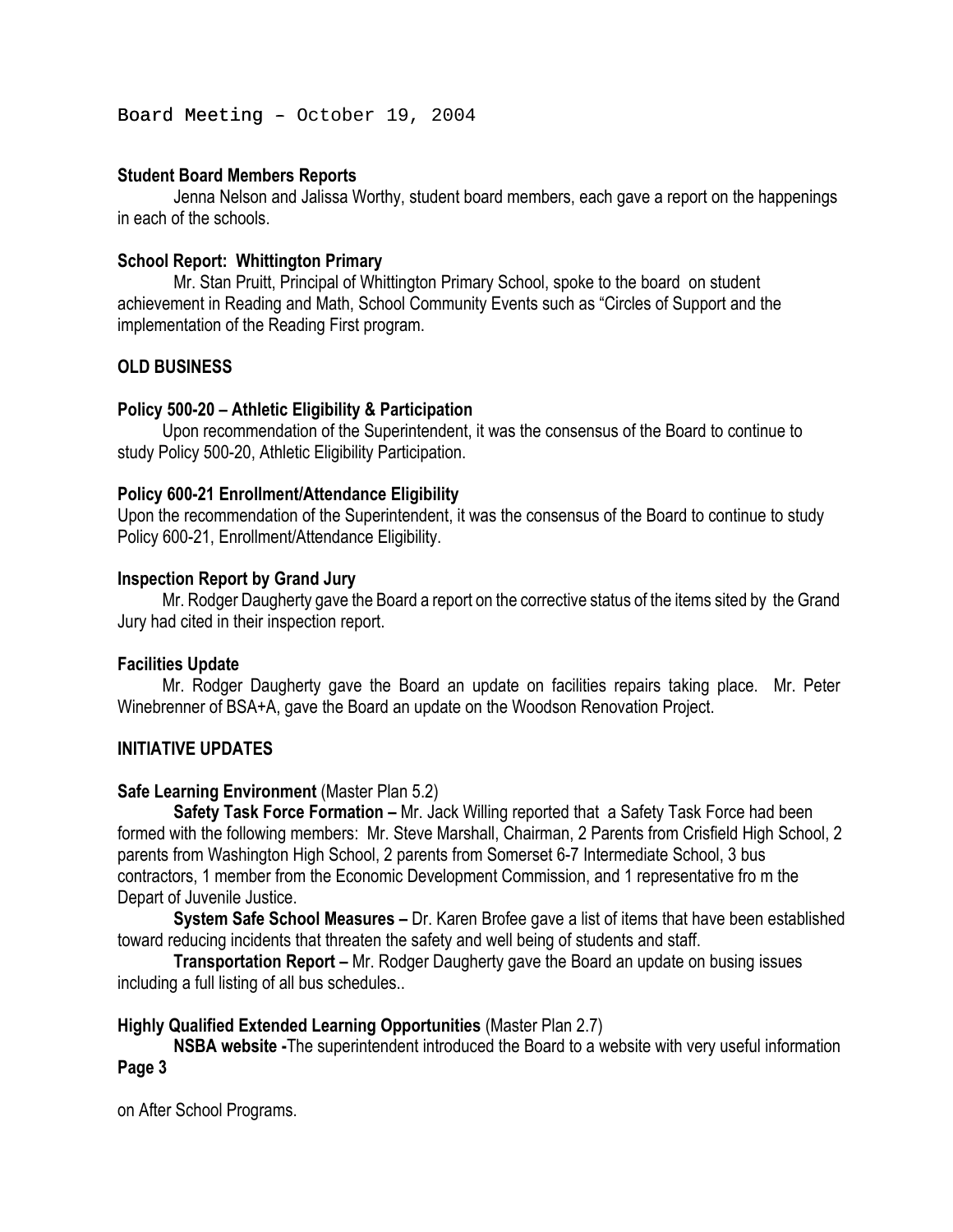Board Meeting – October 19, 2004

**Student Board Members Reports**

Jenna Nelson and Jalissa Worthy, student board members, each gave a report on the happenings in each of the schools.

**School Report: Whittington Primary**

Mr. Stan Pruitt, Principal of Whittington Primary School, spoke to the board on student achievement in Reading and Math, School Community Events such as "Circles of Support and the implementation of the Reading First program.

**OLD BUSINESS**

**Policy 500-20 – Athletic Eligibility & Participation**

Upon recommendation of the Superintendent, it was the consensus of the Board to continue to study Policy 500-20, Athletic Eligibility Participation.

**Policy 600-21 Enrollment/Attendance Eligibility**

Upon the recommendation of the Superintendent, it was the consensus of the Board to continue to study Policy 600-21, Enrollment/Attendance Eligibility.

**Inspection Report by Grand Jury**

Mr. Rodger Daugherty gave the Board a report on the corrective status of the items sited by the Grand Jury had cited in their inspection report.

**Facilities Update**

Mr. Rodger Daugherty gave the Board an update on facilities repairs taking place. Mr. Peter Winebrenner of BSA+A, gave the Board an update on the Woodson Renovation Project.

**INITIATIVE UPDATES**

**Safe Learning Environment** (Master Plan 5.2)

**Safety Task Force Formation –** Mr. Jack Willing reported that a Safety Task Force had been formed with the following members: Mr. Steve Marshall, Chairman, 2 Parents from Crisfield High School, 2 parents from Washington High School, 2 parents from Somerset 6-7 Intermediate School, 3 bus contractors, 1 member from the Economic Development Commission, and 1 representative fro m the Depart of Juvenile Justice.

**System Safe School Measures –** Dr. Karen Brofee gave a list of items that have been established toward reducing incidents that threaten the safety and well being of students and staff.

**Transportation Report –** Mr. Rodger Daugherty gave the Board an update on busing issues including a full listing of all bus schedules..

**Highly Qualified Extended Learning Opportunities** (Master Plan 2.7)

**NSBA website -**The superintendent introduced the Board to a website with very useful information on After School Programs.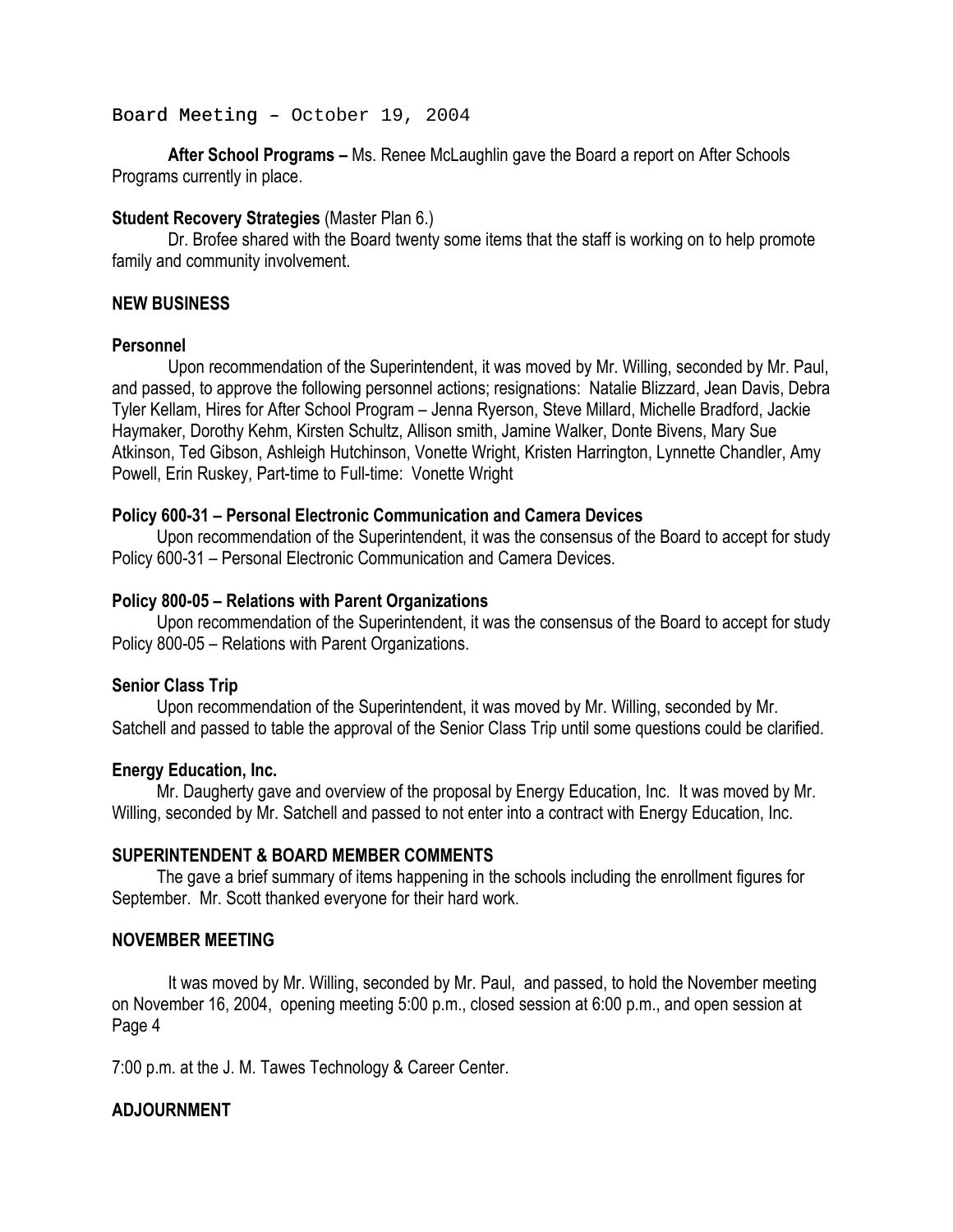Board Meeting – October 19, 2004

**After School Programs –** Ms. Renee McLaughlin gave the Board a report on After Schools Programs currently in place.

**Student Recovery Strategies** (Master Plan 6.)

Dr. Brofee shared with the Board twenty some items that the staff is working on to help promote family and community involvement.

## NEW BUSINESS

### Personnel

Upon recommendation of the Superintendent, it was moved by Mr. Willing, seconded by Mr. Paul, and passed, to approve the following personnel actions; resignations: Natalie Blizzard, Jean Davis, Debra Tyler Kellam, Hires for After School Program – Jenna Ryerson, Steve Millard, Michelle Bradford, Jackie Haymaker, Dorothy Kehm, Kirsten Schultz, Allison smith, Jamine Walker, Donte Bivens, Mary Sue Atkinson, Ted Gibson, Ashleigh Hutchinson, Vonette Wright, Kristen Harrington, Lynnette Chandler, Amy Powell, Erin Ruskey, Part-time to Full-time: Vonette Wright

### Policy 600-31 – Personal Electronic Communication and Camera Devices

Upon recommendation of the Superintendent, it was the consensus of the Board to accept for study Policy 600-31 – Personal Electronic Communication and Camera Devices.

### Policy 800-05 – Relations with Parent Organizations

Upon recommendation of the Superintendent, it was the consensus of the Board to accept for study Policy 800-05 – Relations with Parent Organizations.

### Senior Class Trip

Upon recommendation of the Superintendent, it was moved by Mr. Willing, seconded by Mr. Satchell and passed to table the approval of the Senior Class Trip until some questions could be clarified.

### Energy Education, Inc.

Mr. Daugherty gave and overview of the proposal by Energy Education, Inc. It was moved by Mr. Willing, seconded by Mr. Satchell and passed to not enter into a contract with Energy Education, Inc.

## SUPERINTENDENT & BOARD MEMBER COMMENTS

The gave a brief summary of items happening in the schools including the enrollment figures for September. Mr. Scott thanked everyone for their hard work.

## NOVEMBER MEETING

It was moved by Mr. Willing, seconded by Mr. Paul, and passed, to hold the November meeting on November 16, 2004, opening meeting 5:00 p.m., closed session at 6:00 p.m., and open session at 7:00 p.m. at the J. M. Tawes Technology & Career Center.

## ADJOURNMENT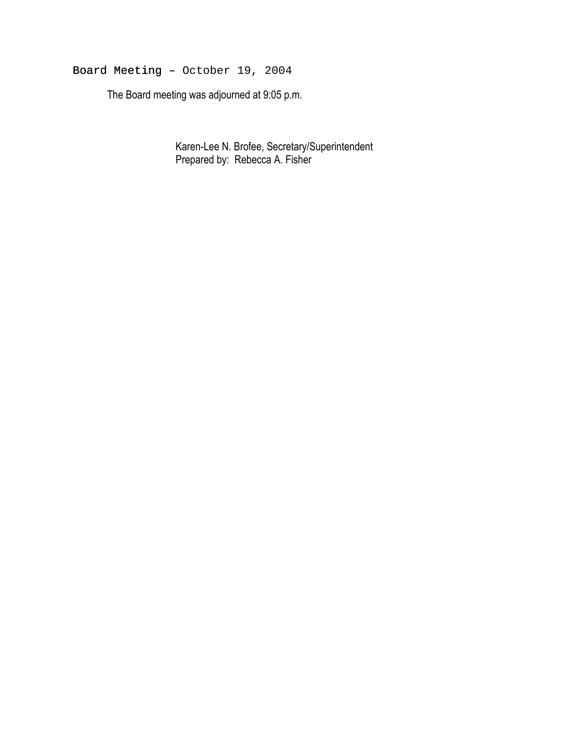The Board meeting was adjourned at 9:05 p.m.

Karen-Lee N. Brofee, Secretary/Superintendent
Prepared by: Rebecca A. Fisher